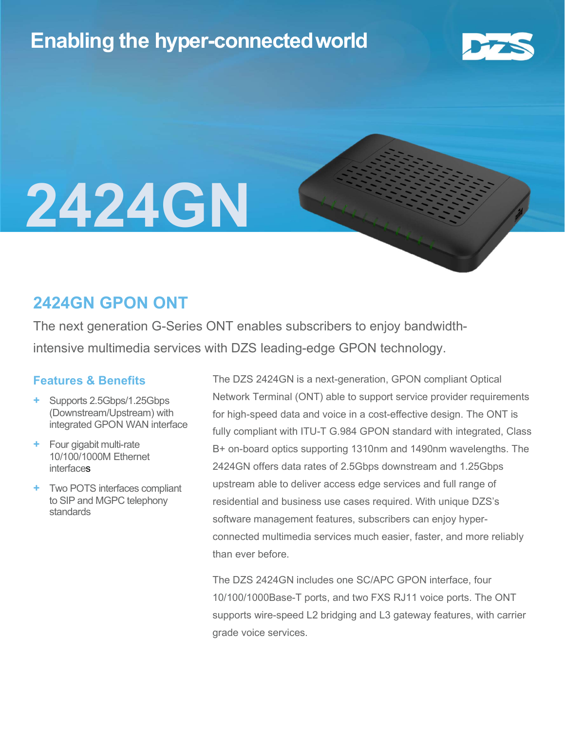# Enabling the hyper-connected world

# 2424GN

## 2424GN GPON ONT

The next generation G-Series ONT enables subscribers to enjoy bandwidth-intensive multimedia services with DZS leading-edge GPON technology.

### Features & Benefits

- Supports 2.5Gbps/1.25Gbps (Downstream/Upstream) with integrated GPON WAN interface
- Four gigabit multi-rate 10/100/1000M Ethernet interfaces
- Two POTS interfaces compliant to SIP and MGPC telephony standards

The DZS 2424GN is a next-generation, GPON compliant Optical Network Terminal (ONT) able to support service provider requirements for high-speed data and voice in a cost-effective design. The ONT is fully compliant with ITU-T G.984 GPON standard with integrated, Class B+ on-board optics supporting 1310nm and 1490nm wavelengths. The 2424GN offers data rates of 2.5Gbps downstream and 1.25Gbps upstream able to deliver access edge services and full range of residential and business use cases required. With unique DZS's software management features, subscribers can enjoy hyper-connected multimedia services much easier, faster, and more reliably than ever before.

The DZS 2424GN includes one SC/APC GPON interface, four 10/100/1000Base-T ports, and two FXS RJ11 voice ports. The ONT supports wire-speed L2 bridging and L3 gateway features, with carrier grade voice services.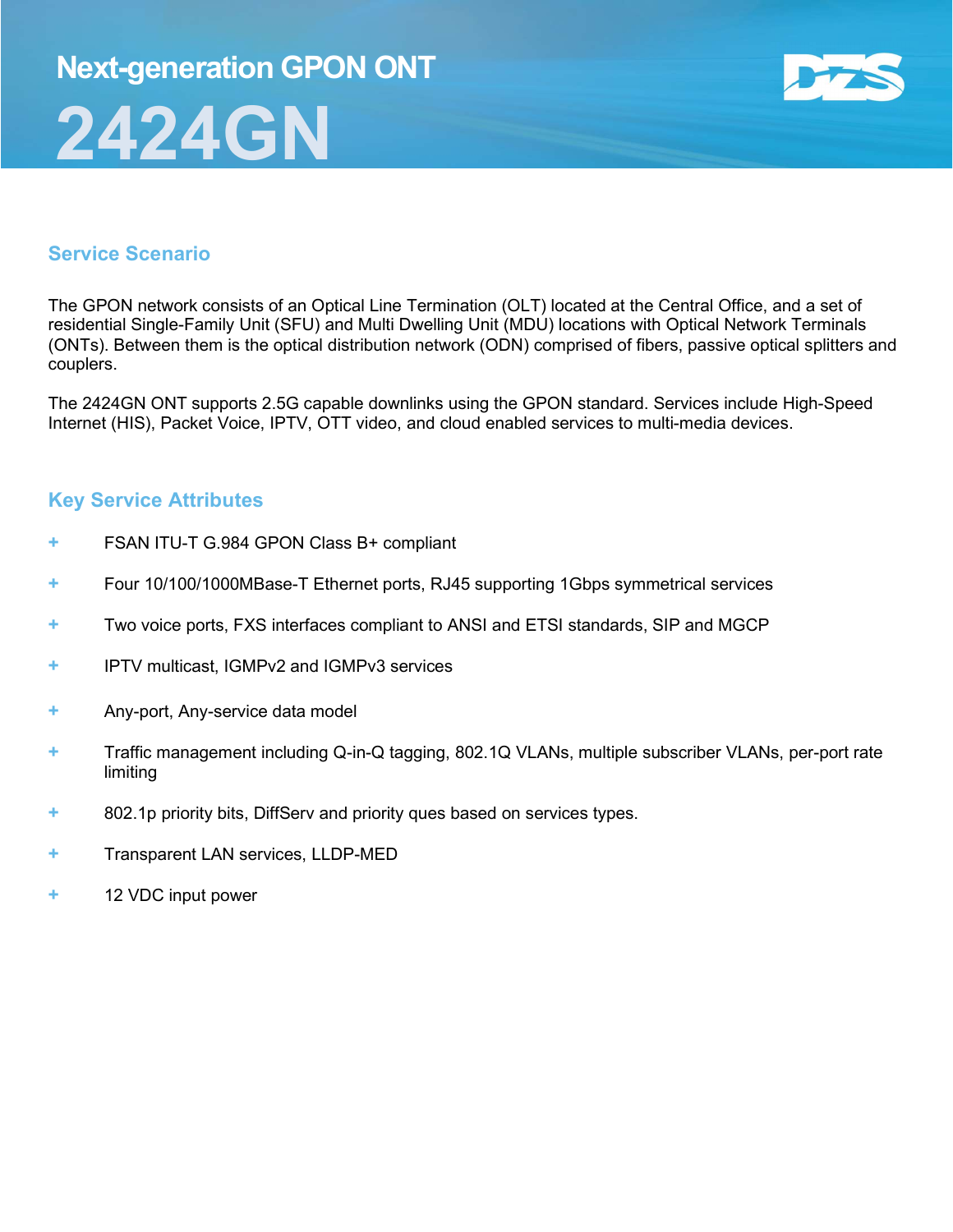# Next-generation GPON ONT

# 2424GN

## Service Scenario

The GPON network consists of an Optical Line Termination (OLT) located at the Central Office, and a set of residential Single-Family Unit (SFU) and Multi Dwelling Unit (MDU) locations with Optical Network Terminals (ONTs). Between them is the optical distribution network (ODN) comprised of fibers, passive optical splitters and couplers.

The 2424GN ONT supports 2.5G capable downlinks using the GPON standard. Services include High-Speed Internet (HIS), Packet Voice, IPTV, OTT video, and cloud enabled services to multi-media devices.

## Key Service Attributes

- FSAN ITU-T G.984 GPON Class B+ compliant
- Four 10/100/1000MBase-T Ethernet ports, RJ45 supporting 1Gbps symmetrical services
- Two voice ports, FXS interfaces compliant to ANSI and ETSI standards, SIP and MGCP
- IPTV multicast, IGMPv2 and IGMPv3 services
- Any-port, Any-service data model
- Traffic management including Q-in-Q tagging, 802.1Q VLANs, multiple subscriber VLANs, per-port rate limiting
- 802.1p priority bits, DiffServ and priority ques based on services types.
- Transparent LAN services, LLDP-MED
- 12 VDC input power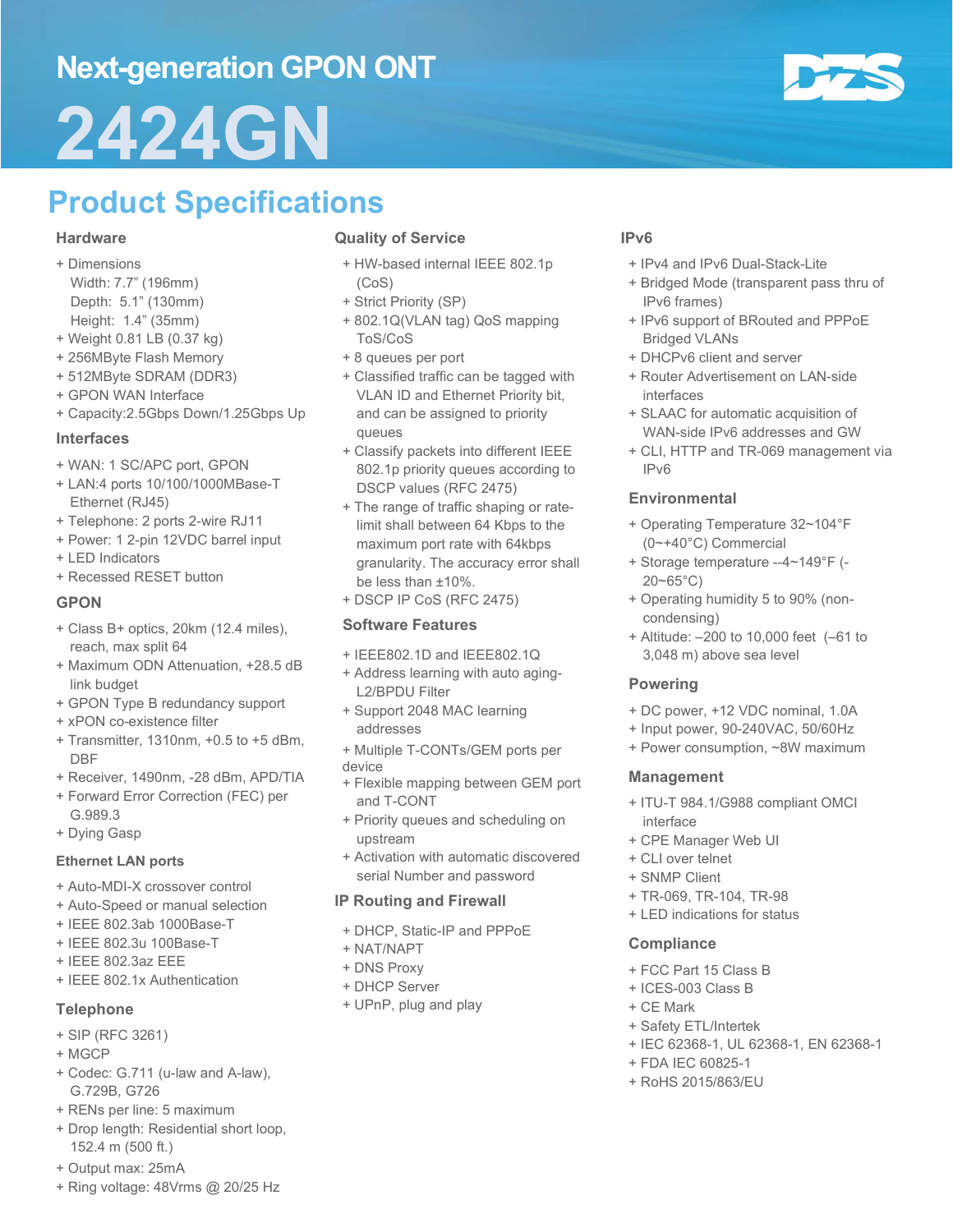# Next-generation GPON ONT

# 2424GN

## Product Specifications

### Hardware

- + Dimensions
  Width: 7.7" (196mm)
  Depth: 5.1" (130mm)
  Height: 1.4" (35mm)
- + Weight 0.81 LB (0.37 kg)
- + 256MByte Flash Memory
- + 512MByte SDRAM (DDR3)
- + GPON WAN Interface
- + Capacity:2.5Gbps Down/1.25Gbps Up

### Interfaces

- + WAN: 1 SC/APC port, GPON
- + LAN:4 ports 10/100/1000MBase-T Ethernet (RJ45)
- + Telephone: 2 ports 2-wire RJ11
- + Power: 1 2-pin 12VDC barrel input
- + LED Indicators
- + Recessed RESET button

### GPON

- + Class B+ optics, 20km (12.4 miles), reach, max split 64
- + Maximum ODN Attenuation, +28.5 dB link budget
- + GPON Type B redundancy support
- + xPON co-existence filter
- + Transmitter, 1310nm, +0.5 to +5 dBm, DBF
- + Receiver, 1490nm, -28 dBm, APD/TIA
- + Forward Error Correction (FEC) per G.989.3
- + Dying Gasp

### Ethernet LAN ports

- + Auto-MDI-X crossover control
- + Auto-Speed or manual selection
- + IEEE 802.3ab 1000Base-T
- + IEEE 802.3u 100Base-T
- + IEEE 802.3az EEE
- + IEEE 802.1x Authentication

### Telephone

- + SIP (RFC 3261)
- + MGCP
- + Codec: G.711 (u-law and A-law), G.729B, G726
- + RENs per line: 5 maximum
- + Drop length: Residential short loop, 152.4 m (500 ft.)
- + Output max: 25mA
- + Ring voltage: 48Vrms @ 20/25 Hz

### Quality of Service

- + HW-based internal IEEE 802.1p (CoS)
- + Strict Priority (SP)
- + 802.1Q(VLAN tag) QoS mapping ToS/CoS
- + 8 queues per port
- + Classified traffic can be tagged with VLAN ID and Ethernet Priority bit, and can be assigned to priority queues
- + Classify packets into different IEEE 802.1p priority queues according to DSCP values (RFC 2475)
- + The range of traffic shaping or rate-limit shall between 64 Kbps to the maximum port rate with 64kbps granularity. The accuracy error shall be less than ±10%.
- + DSCP IP CoS (RFC 2475)

### Software Features

- + IEEE802.1D and IEEE802.1Q
- + Address learning with auto aging-L2/BPDU Filter
- + Support 2048 MAC learning addresses
- + Multiple T-CONTs/GEM ports per device
- + Flexible mapping between GEM port and T-CONT
- + Priority queues and scheduling on upstream
- + Activation with automatic discovered serial Number and password

### IP Routing and Firewall

- + DHCP, Static-IP and PPPoE
- + NAT/NAPT
- + DNS Proxy
- + DHCP Server
- + UPnP, plug and play

### IPv6

- + IPv4 and IPv6 Dual-Stack-Lite
- + Bridged Mode (transparent pass thru of IPv6 frames)
- + IPv6 support of BRouted and PPPoE Bridged VLANs
- + DHCPv6 client and server
- + Router Advertisement on LAN-side interfaces
- + SLAAC for automatic acquisition of WAN-side IPv6 addresses and GW
- + CLI, HTTP and TR-069 management via IPv6

### Environmental

- + Operating Temperature 32~104°F (0~+40°C) Commercial
- + Storage temperature --4~149°F (-20~65°C)
- + Operating humidity 5 to 90% (non-condensing)
- + Altitude: –200 to 10,000 feet (–61 to 3,048 m) above sea level

### Powering

- + DC power, +12 VDC nominal, 1.0A
- + Input power, 90-240VAC, 50/60Hz
- + Power consumption, ~8W maximum

### Management

- + ITU-T 984.1/G988 compliant OMCI interface
- + CPE Manager Web UI
- + CLI over telnet
- + SNMP Client
- + TR-069, TR-104, TR-98
- + LED indications for status

### Compliance

- + FCC Part 15 Class B
- + ICES-003 Class B
- + CE Mark
- + Safety ETL/Intertek
- + IEC 62368-1, UL 62368-1, EN 62368-1
- + FDA IEC 60825-1
- + RoHS 2015/863/EU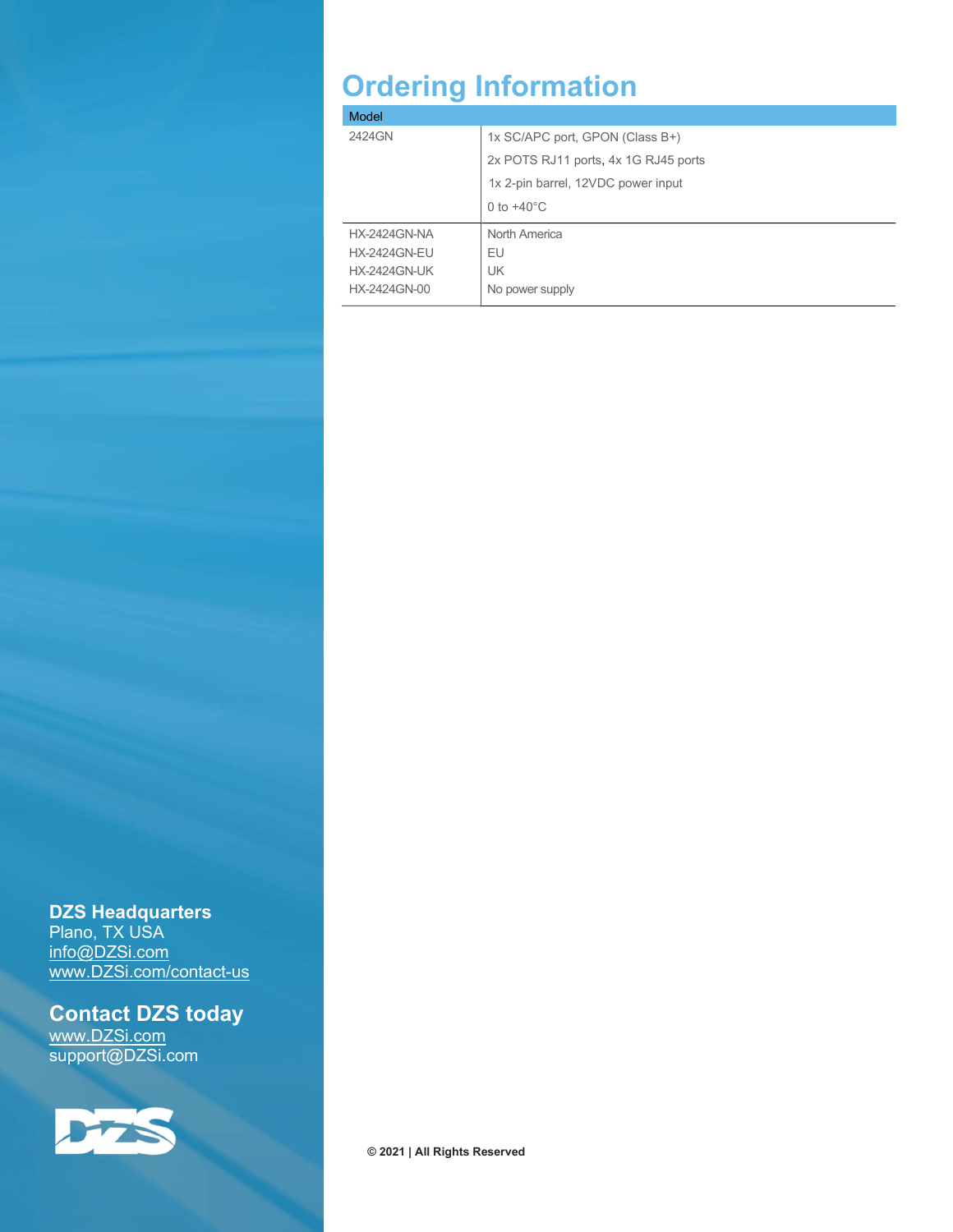## Ordering Information

| Model | |
|---|---|
| 2424GN | 1x SC/APC port, GPON (Class B+)<br>2x POTS RJ11 ports, 4x 1G RJ45 ports<br>1x 2-pin barrel, 12VDC power input<br>0 to +40°C |
| HX-2424GN-NA | North America |
| HX-2424GN-EU | EU |
| HX-2424GN-UK | UK |
| HX-2424GN-00 | No power supply |

**DZS Headquarters**
Plano, TX USA
info@DZSi.com
www.DZSi.com/contact-us

**Contact DZS today**
www.DZSi.com
support@DZSi.com

DZS

**© 2021 | All Rights Reserved**